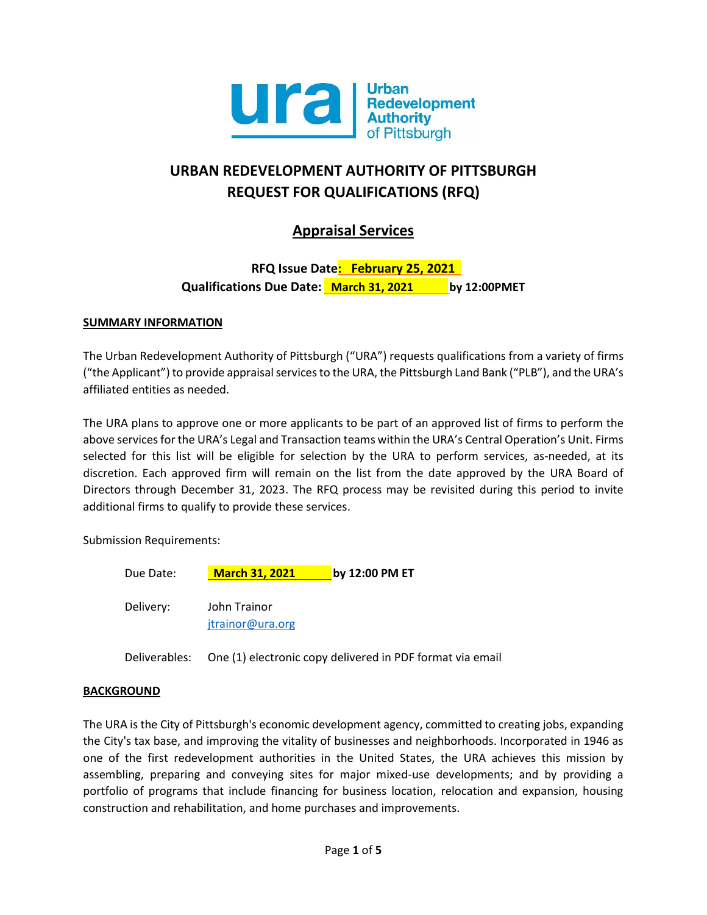# URBAN REDEVELOPMENT AUTHORITY OF PITTSBURGH
# REQUEST FOR QUALIFICATIONS (RFQ)

## Appraisal Services

**RFQ Issue Date: February 25, 2021**
**Qualifications Due Date: March 31, 2021 by 12:00PMET**

### SUMMARY INFORMATION

The Urban Redevelopment Authority of Pittsburgh ("URA") requests qualifications from a variety of firms ("the Applicant") to provide appraisal services to the URA, the Pittsburgh Land Bank ("PLB"), and the URA's affiliated entities as needed.

The URA plans to approve one or more applicants to be part of an approved list of firms to perform the above services for the URA's Legal and Transaction teams within the URA's Central Operation's Unit. Firms selected for this list will be eligible for selection by the URA to perform services, as-needed, at its discretion. Each approved firm will remain on the list from the date approved by the URA Board of Directors through December 31, 2023. The RFQ process may be revisited during this period to invite additional firms to qualify to provide these services.

Submission Requirements:

Due Date: **March 31, 2021 by 12:00 PM ET**

Delivery: John Trainor
jtrainor@ura.org

Deliverables: One (1) electronic copy delivered in PDF format via email

### BACKGROUND

The URA is the City of Pittsburgh's economic development agency, committed to creating jobs, expanding the City's tax base, and improving the vitality of businesses and neighborhoods. Incorporated in 1946 as one of the first redevelopment authorities in the United States, the URA achieves this mission by assembling, preparing and conveying sites for major mixed-use developments; and by providing a portfolio of programs that include financing for business location, relocation and expansion, housing construction and rehabilitation, and home purchases and improvements.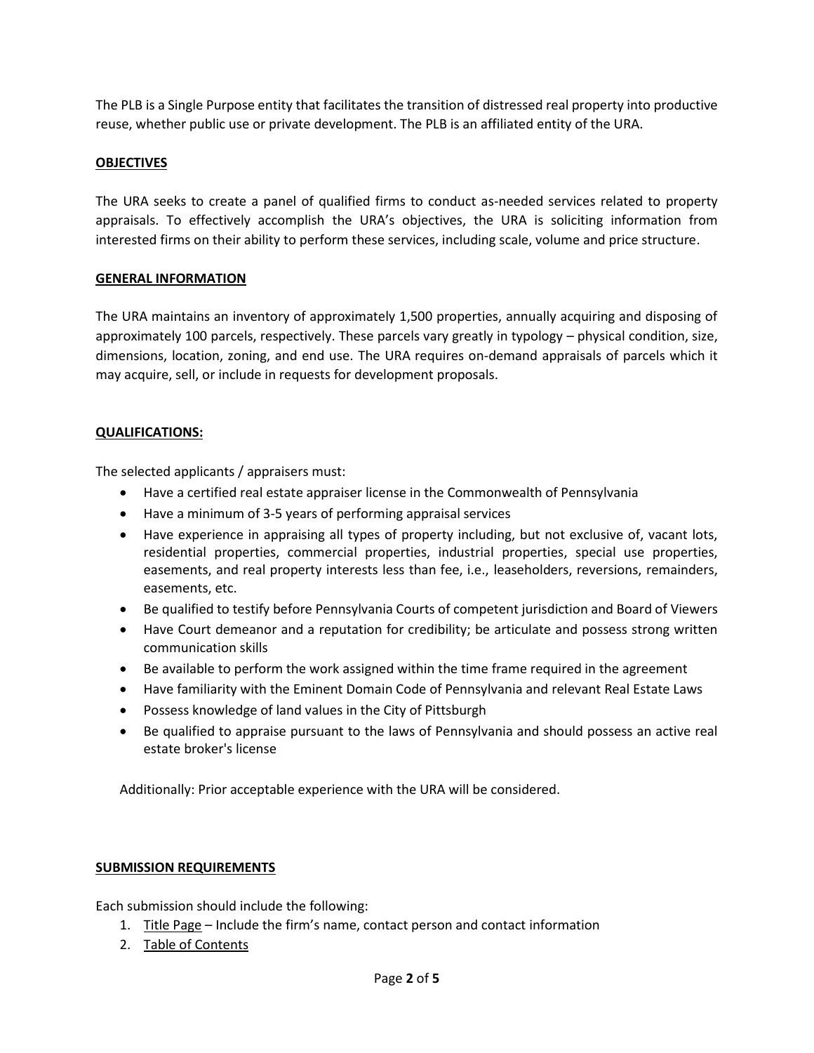The PLB is a Single Purpose entity that facilitates the transition of distressed real property into productive reuse, whether public use or private development. The PLB is an affiliated entity of the URA.

## OBJECTIVES

The URA seeks to create a panel of qualified firms to conduct as-needed services related to property appraisals. To effectively accomplish the URA's objectives, the URA is soliciting information from interested firms on their ability to perform these services, including scale, volume and price structure.

## GENERAL INFORMATION

The URA maintains an inventory of approximately 1,500 properties, annually acquiring and disposing of approximately 100 parcels, respectively. These parcels vary greatly in typology – physical condition, size, dimensions, location, zoning, and end use. The URA requires on-demand appraisals of parcels which it may acquire, sell, or include in requests for development proposals.

## QUALIFICATIONS:

The selected applicants / appraisers must:

- Have a certified real estate appraiser license in the Commonwealth of Pennsylvania
- Have a minimum of 3-5 years of performing appraisal services
- Have experience in appraising all types of property including, but not exclusive of, vacant lots, residential properties, commercial properties, industrial properties, special use properties, easements, and real property interests less than fee, i.e., leaseholders, reversions, remainders, easements, etc.
- Be qualified to testify before Pennsylvania Courts of competent jurisdiction and Board of Viewers
- Have Court demeanor and a reputation for credibility; be articulate and possess strong written communication skills
- Be available to perform the work assigned within the time frame required in the agreement
- Have familiarity with the Eminent Domain Code of Pennsylvania and relevant Real Estate Laws
- Possess knowledge of land values in the City of Pittsburgh
- Be qualified to appraise pursuant to the laws of Pennsylvania and should possess an active real estate broker's license

Additionally: Prior acceptable experience with the URA will be considered.

## SUBMISSION REQUIREMENTS

Each submission should include the following:

1. Title Page – Include the firm's name, contact person and contact information
2. Table of Contents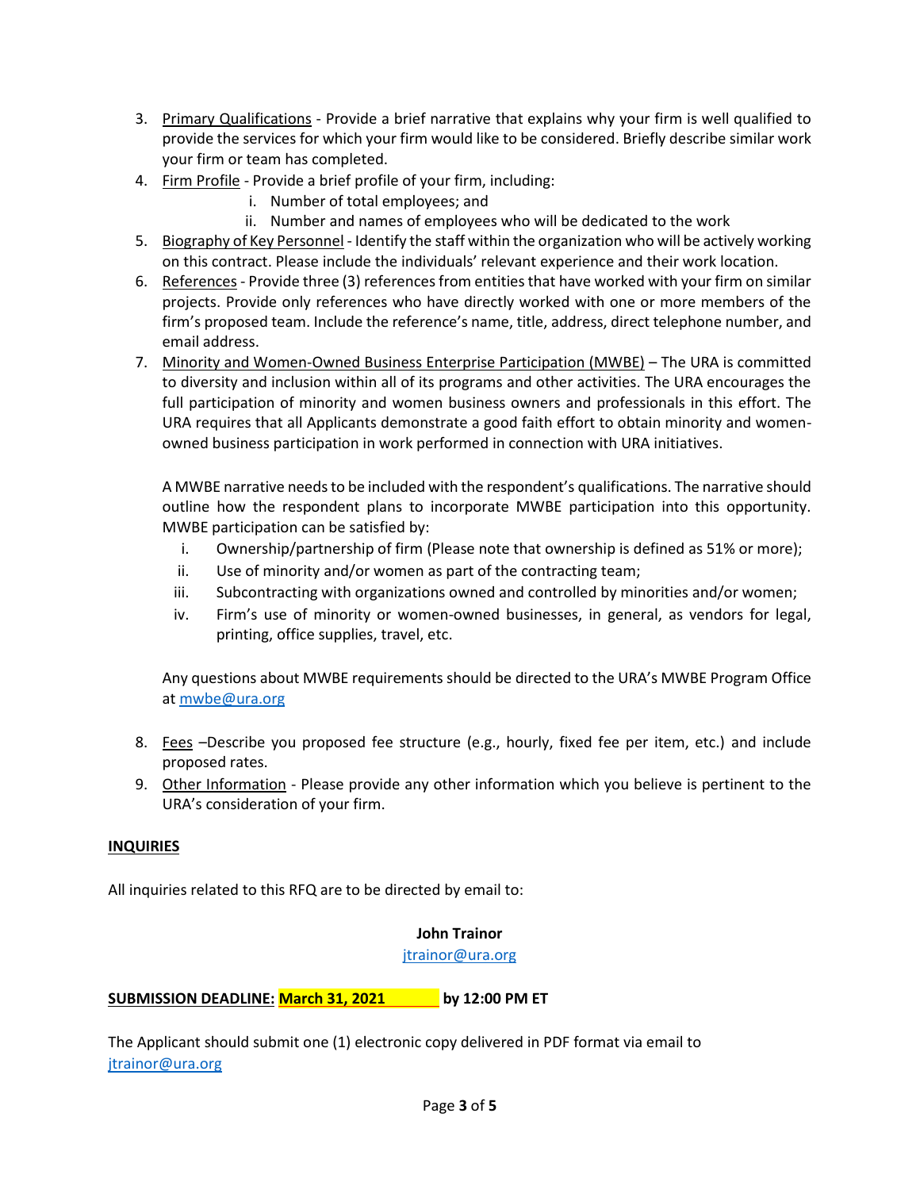3. Primary Qualifications - Provide a brief narrative that explains why your firm is well qualified to provide the services for which your firm would like to be considered. Briefly describe similar work your firm or team has completed.
4. Firm Profile - Provide a brief profile of your firm, including:
   i. Number of total employees; and
   ii. Number and names of employees who will be dedicated to the work
5. Biography of Key Personnel - Identify the staff within the organization who will be actively working on this contract. Please include the individuals' relevant experience and their work location.
6. References - Provide three (3) references from entities that have worked with your firm on similar projects. Provide only references who have directly worked with one or more members of the firm's proposed team. Include the reference's name, title, address, direct telephone number, and email address.
7. Minority and Women-Owned Business Enterprise Participation (MWBE) – The URA is committed to diversity and inclusion within all of its programs and other activities. The URA encourages the full participation of minority and women business owners and professionals in this effort. The URA requires that all Applicants demonstrate a good faith effort to obtain minority and women-owned business participation in work performed in connection with URA initiatives.

   A MWBE narrative needs to be included with the respondent's qualifications. The narrative should outline how the respondent plans to incorporate MWBE participation into this opportunity. MWBE participation can be satisfied by:

   i. Ownership/partnership of firm (Please note that ownership is defined as 51% or more);
   ii. Use of minority and/or women as part of the contracting team;
   iii. Subcontracting with organizations owned and controlled by minorities and/or women;
   iv. Firm's use of minority or women-owned businesses, in general, as vendors for legal, printing, office supplies, travel, etc.

   Any questions about MWBE requirements should be directed to the URA's MWBE Program Office at mwbe@ura.org

8. Fees –Describe you proposed fee structure (e.g., hourly, fixed fee per item, etc.) and include proposed rates.
9. Other Information - Please provide any other information which you believe is pertinent to the URA's consideration of your firm.

**INQUIRIES**

All inquiries related to this RFQ are to be directed by email to:

**John Trainor**
jtrainor@ura.org

**SUBMISSION DEADLINE: March 31, 2021 by 12:00 PM ET**

The Applicant should submit one (1) electronic copy delivered in PDF format via email to jtrainor@ura.org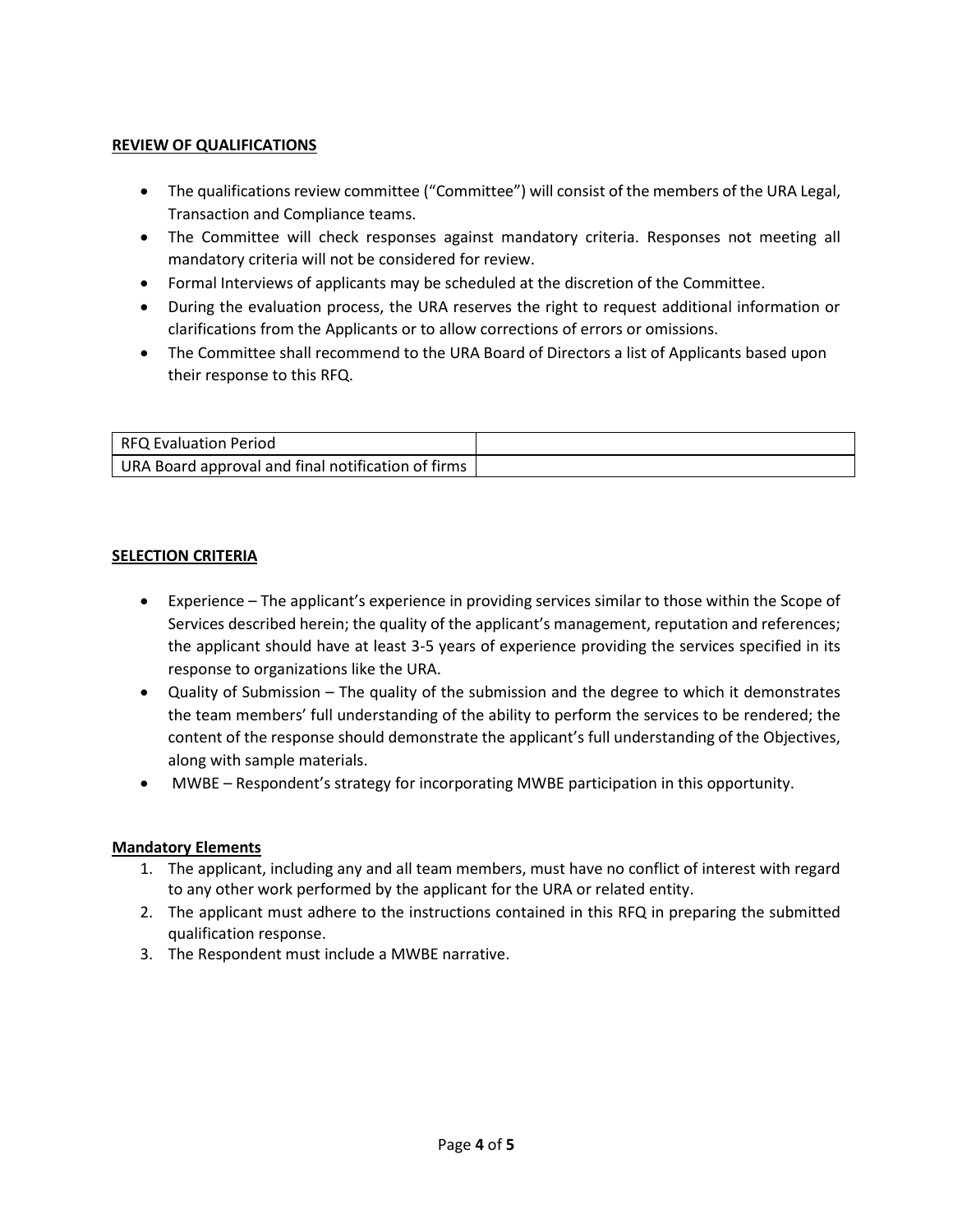**REVIEW OF QUALIFICATIONS**

- The qualifications review committee ("Committee") will consist of the members of the URA Legal, Transaction and Compliance teams.
- The Committee will check responses against mandatory criteria. Responses not meeting all mandatory criteria will not be considered for review.
- Formal Interviews of applicants may be scheduled at the discretion of the Committee.
- During the evaluation process, the URA reserves the right to request additional information or clarifications from the Applicants or to allow corrections of errors or omissions.
- The Committee shall recommend to the URA Board of Directors a list of Applicants based upon their response to this RFQ.

| RFQ Evaluation Period | |
|---|---|
| URA Board approval and final notification of firms | |

**SELECTION CRITERIA**

- Experience – The applicant's experience in providing services similar to those within the Scope of Services described herein; the quality of the applicant's management, reputation and references; the applicant should have at least 3-5 years of experience providing the services specified in its response to organizations like the URA.
- Quality of Submission – The quality of the submission and the degree to which it demonstrates the team members' full understanding of the ability to perform the services to be rendered; the content of the response should demonstrate the applicant's full understanding of the Objectives, along with sample materials.
- MWBE – Respondent's strategy for incorporating MWBE participation in this opportunity.

**Mandatory Elements**

1. The applicant, including any and all team members, must have no conflict of interest with regard to any other work performed by the applicant for the URA or related entity.
2. The applicant must adhere to the instructions contained in this RFQ in preparing the submitted qualification response.
3. The Respondent must include a MWBE narrative.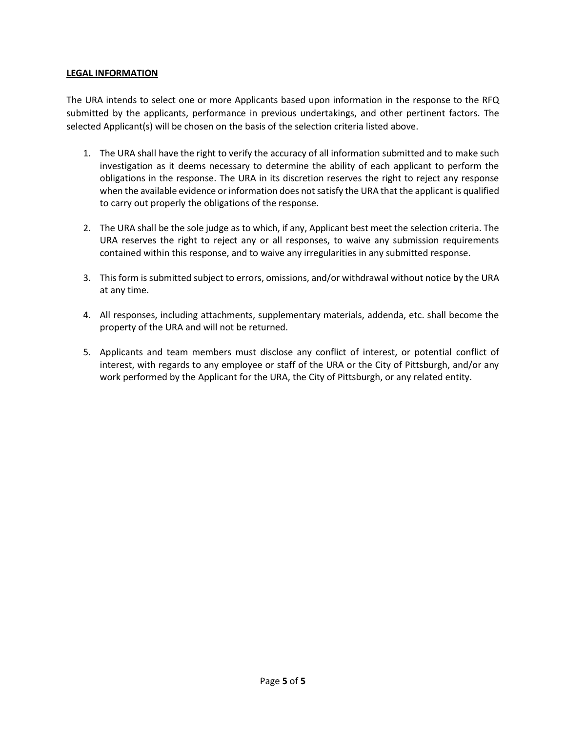**LEGAL INFORMATION**

The URA intends to select one or more Applicants based upon information in the response to the RFQ submitted by the applicants, performance in previous undertakings, and other pertinent factors. The selected Applicant(s) will be chosen on the basis of the selection criteria listed above.

1. The URA shall have the right to verify the accuracy of all information submitted and to make such investigation as it deems necessary to determine the ability of each applicant to perform the obligations in the response. The URA in its discretion reserves the right to reject any response when the available evidence or information does not satisfy the URA that the applicant is qualified to carry out properly the obligations of the response.

2. The URA shall be the sole judge as to which, if any, Applicant best meet the selection criteria. The URA reserves the right to reject any or all responses, to waive any submission requirements contained within this response, and to waive any irregularities in any submitted response.

3. This form is submitted subject to errors, omissions, and/or withdrawal without notice by the URA at any time.

4. All responses, including attachments, supplementary materials, addenda, etc. shall become the property of the URA and will not be returned.

5. Applicants and team members must disclose any conflict of interest, or potential conflict of interest, with regards to any employee or staff of the URA or the City of Pittsburgh, and/or any work performed by the Applicant for the URA, the City of Pittsburgh, or any related entity.